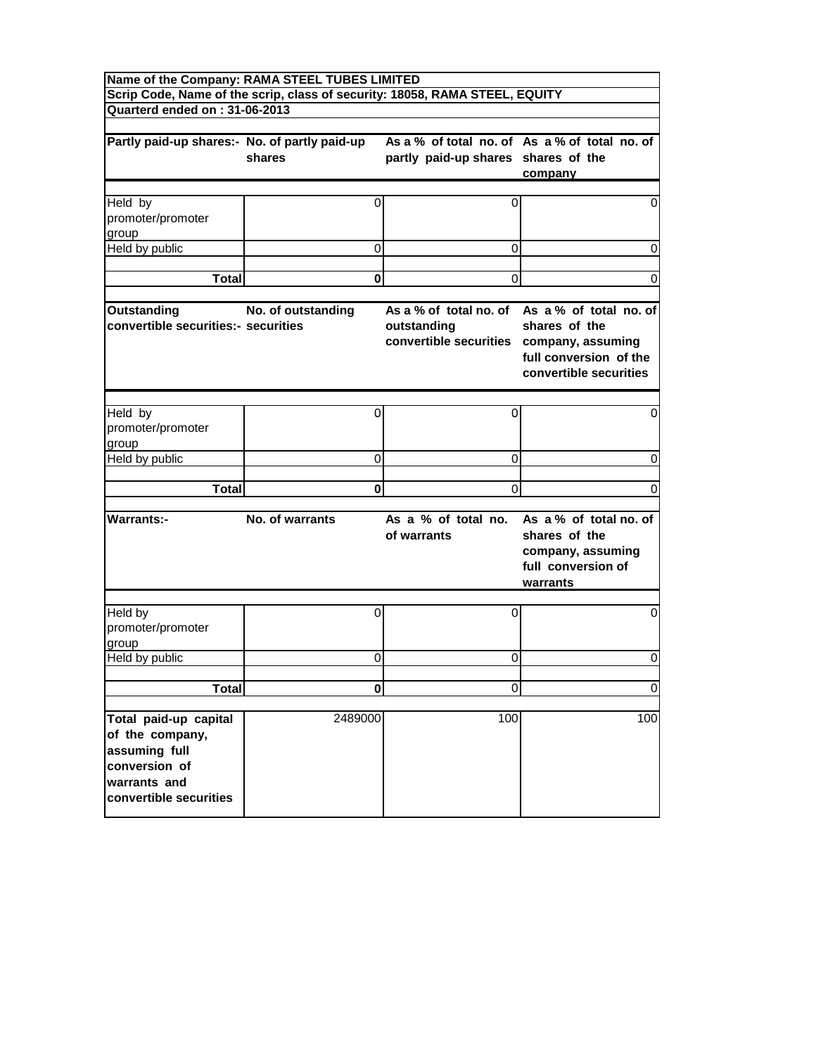**Name of the Company: RAMA STEEL TUBES LIMITED**

**Scrip Code, Name of the scrip, class of security: 18058, RAMA STEEL, EQUITY**

**Quarterd ended on : 31-06-2013**

| Partly paid-up shares:- | No. of partly paid-up shares | As a % of total no. of partly paid-up shares | As a % of total no. of shares of the company |
|---|---|---|---|
| Held by promoter/promoter group | 0 | 0 | 0 |
| Held by public | 0 | 0 | 0 |
| **Total** | **0** | 0 | 0 |

| Outstanding convertible securities:- | No. of outstanding securities | As a % of total no. of outstanding convertible securities | As a % of total no. of shares of the company, assuming full conversion of the convertible securities |
|---|---|---|---|
| Held by promoter/promoter group | 0 | 0 | 0 |
| Held by public | 0 | 0 | 0 |
| **Total** | **0** | 0 | 0 |

| Warrants:- | No. of warrants | As a % of total no. of warrants | As a % of total no. of shares of the company, assuming full conversion of warrants |
|---|---|---|---|
| Held by promoter/promoter group | 0 | 0 | 0 |
| Held by public | 0 | 0 | 0 |
| **Total** | **0** | 0 | 0 |
| **Total paid-up capital of the company, assuming full conversion of warrants and convertible securities** | 2489000 | 100 | 100 |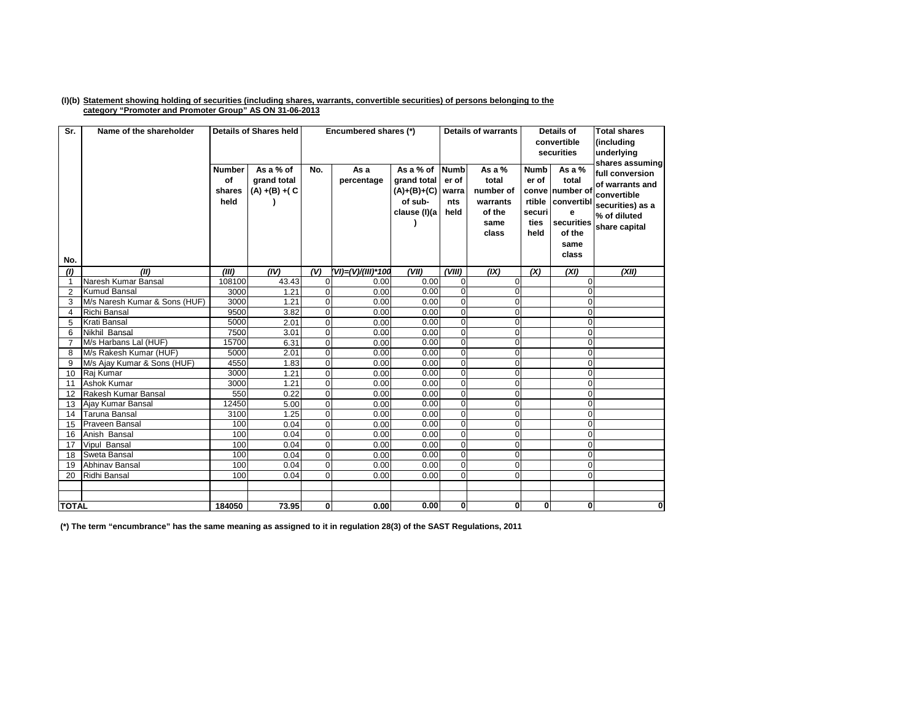**(I)(b) Statement showing holding of securities (including shares, warrants, convertible securities) of persons belonging to the category "Promoter and Promoter Group" AS ON 31-06-2013**

| Sr. No. | Name of the shareholder | Details of Shares held | | Encumbered shares (*) | | | Details of warrants | | Details of convertible securities | | Total shares (including underlying shares assuming full conversion of warrants and convertible securities) as a % of diluted share capital |
|---|---|---|---|---|---|---|---|---|---|---|---|
| | | Number of shares held | As a % of grand total (A) +(B) +( C ) | No. | As a percentage | As a % of grand total (A)+(B)+(C) of sub-clause (I)(a) | Number of warrants held | As a % total number of warrants of the same class | Number of convertible securities held | As a % total number of convertible securities of the same class | |
| (I) | (II) | (III) | (IV) | (V) | (VI)=(V)/(III)*100 | (VII) | (VIII) | (IX) | (X) | (XI) | (XII) |
| 1 | Naresh Kumar Bansal | 108100 | 43.43 | 0 | 0.00 | 0.00 | 0 | 0 | | 0 | |
| 2 | Kumud Bansal | 3000 | 1.21 | 0 | 0.00 | 0.00 | 0 | 0 | | 0 | |
| 3 | M/s Naresh Kumar & Sons (HUF) | 3000 | 1.21 | 0 | 0.00 | 0.00 | 0 | 0 | | 0 | |
| 4 | Richi Bansal | 9500 | 3.82 | 0 | 0.00 | 0.00 | 0 | 0 | | 0 | |
| 5 | Krati Bansal | 5000 | 2.01 | 0 | 0.00 | 0.00 | 0 | 0 | | 0 | |
| 6 | Nikhil Bansal | 7500 | 3.01 | 0 | 0.00 | 0.00 | 0 | 0 | | 0 | |
| 7 | M/s Harbans Lal (HUF) | 15700 | 6.31 | 0 | 0.00 | 0.00 | 0 | 0 | | 0 | |
| 8 | M/s Rakesh Kumar (HUF) | 5000 | 2.01 | 0 | 0.00 | 0.00 | 0 | 0 | | 0 | |
| 9 | M/s Ajay Kumar & Sons (HUF) | 4550 | 1.83 | 0 | 0.00 | 0.00 | 0 | 0 | | 0 | |
| 10 | Raj Kumar | 3000 | 1.21 | 0 | 0.00 | 0.00 | 0 | 0 | | 0 | |
| 11 | Ashok Kumar | 3000 | 1.21 | 0 | 0.00 | 0.00 | 0 | 0 | | 0 | |
| 12 | Rakesh Kumar Bansal | 550 | 0.22 | 0 | 0.00 | 0.00 | 0 | 0 | | 0 | |
| 13 | Ajay Kumar Bansal | 12450 | 5.00 | 0 | 0.00 | 0.00 | 0 | 0 | | 0 | |
| 14 | Taruna Bansal | 3100 | 1.25 | 0 | 0.00 | 0.00 | 0 | 0 | | 0 | |
| 15 | Praveen Bansal | 100 | 0.04 | 0 | 0.00 | 0.00 | 0 | 0 | | 0 | |
| 16 | Anish Bansal | 100 | 0.04 | 0 | 0.00 | 0.00 | 0 | 0 | | 0 | |
| 17 | Vipul Bansal | 100 | 0.04 | 0 | 0.00 | 0.00 | 0 | 0 | | 0 | |
| 18 | Sweta Bansal | 100 | 0.04 | 0 | 0.00 | 0.00 | 0 | 0 | | 0 | |
| 19 | Abhinav Bansal | 100 | 0.04 | 0 | 0.00 | 0.00 | 0 | 0 | | 0 | |
| 20 | Ridhi Bansal | 100 | 0.04 | 0 | 0.00 | 0.00 | 0 | 0 | | 0 | |
| | | | | | | | | | | | |
| | | | | | | | | | | | |
| **TOTAL** | | **184050** | **73.95** | **0** | **0.00** | **0.00** | **0** | **0** | **0** | **0** | **0** |

**(*) The term "encumbrance" has the same meaning as assigned to it in regulation 28(3) of the SAST Regulations, 2011**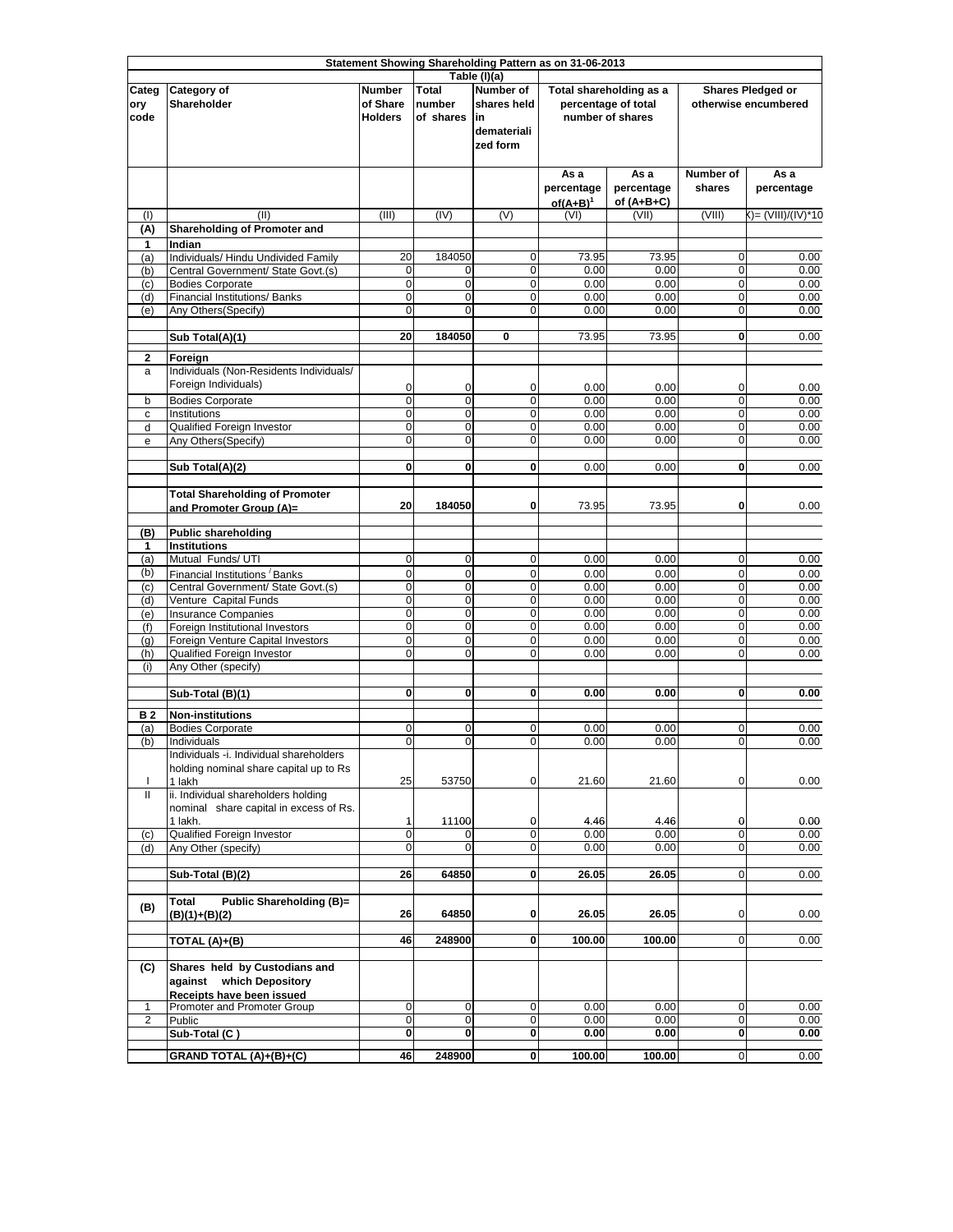**Statement Showing Shareholding Pattern as on 31-06-2013**

**Table (I)(a)**

| Category code | Category of Shareholder | Number of Share Holders | Total number of shares | Number of shares held in dematerialized form | Total shareholding as a percentage of total number of shares | | Shares Pledged or otherwise encumbered | |
|---|---|---|---|---|---|---|---|---|
| | | | | | As a percentage of(A+B)[1] | As a percentage of (A+B+C) | Number of shares | As a percentage |
| (I) | (II) | (III) | (IV) | (V) | (VI) | (VII) | (VIII) | (IX)= (VIII)/(IV)*100 |
| **(A)** | **Shareholding of Promoter and** | | | | | | | |
| **1** | **Indian** | | | | | | | |
| (a) | Individuals/ Hindu Undivided Family | 20 | 184050 | 0 | 73.95 | 73.95 | 0 | 0.00 |
| (b) | Central Government/ State Govt.(s) | 0 | 0 | 0 | 0.00 | 0.00 | 0 | 0.00 |
| (c) | Bodies Corporate | 0 | 0 | 0 | 0.00 | 0.00 | 0 | 0.00 |
| (d) | Financial Institutions/ Banks | 0 | 0 | 0 | 0.00 | 0.00 | 0 | 0.00 |
| (e) | Any Others(Specify) | 0 | 0 | 0 | 0.00 | 0.00 | 0 | 0.00 |
| | **Sub Total(A)(1)** | **20** | **184050** | **0** | 73.95 | 73.95 | **0** | 0.00 |
| **2** | **Foreign** | | | | | | | |
| a | Individuals (Non-Residents Individuals/ Foreign Individuals) | 0 | 0 | 0 | 0.00 | 0.00 | 0 | 0.00 |
| b | Bodies Corporate | 0 | 0 | 0 | 0.00 | 0.00 | 0 | 0.00 |
| c | Institutions | 0 | 0 | 0 | 0.00 | 0.00 | 0 | 0.00 |
| d | Qualified Foreign Investor | 0 | 0 | 0 | 0.00 | 0.00 | 0 | 0.00 |
| e | Any Others(Specify) | 0 | 0 | 0 | 0.00 | 0.00 | 0 | 0.00 |
| | **Sub Total(A)(2)** | **0** | **0** | **0** | 0.00 | 0.00 | **0** | 0.00 |
| | **Total Shareholding of Promoter and Promoter Group (A)=** | **20** | **184050** | **0** | 73.95 | 73.95 | **0** | 0.00 |
| **(B)** | **Public shareholding** | | | | | | | |
| **1** | **Institutions** | | | | | | | |
| (a) | Mutual Funds/ UTI | 0 | 0 | 0 | 0.00 | 0.00 | 0 | 0.00 |
| (b) | Financial Institutions / Banks | 0 | 0 | 0 | 0.00 | 0.00 | 0 | 0.00 |
| (c) | Central Government/ State Govt.(s) | 0 | 0 | 0 | 0.00 | 0.00 | 0 | 0.00 |
| (d) | Venture Capital Funds | 0 | 0 | 0 | 0.00 | 0.00 | 0 | 0.00 |
| (e) | Insurance Companies | 0 | 0 | 0 | 0.00 | 0.00 | 0 | 0.00 |
| (f) | Foreign Institutional Investors | 0 | 0 | 0 | 0.00 | 0.00 | 0 | 0.00 |
| (g) | Foreign Venture Capital Investors | 0 | 0 | 0 | 0.00 | 0.00 | 0 | 0.00 |
| (h) | Qualified Foreign Investor | 0 | 0 | 0 | 0.00 | 0.00 | 0 | 0.00 |
| (i) | Any Other (specify) | | | | | | | |
| | **Sub-Total (B)(1)** | **0** | **0** | **0** | **0.00** | **0.00** | **0** | **0.00** |
| **B 2** | **Non-institutions** | | | | | | | |
| (a) | Bodies Corporate | 0 | 0 | 0 | 0.00 | 0.00 | 0 | 0.00 |
| (b) | Individuals | 0 | 0 | 0 | 0.00 | 0.00 | 0 | 0.00 |
| I | Individuals -i. Individual shareholders holding nominal share capital up to Rs 1 lakh | 25 | 53750 | 0 | 21.60 | 21.60 | 0 | 0.00 |
| II | ii. Individual shareholders holding nominal share capital in excess of Rs. 1 lakh. | 1 | 11100 | 0 | 4.46 | 4.46 | 0 | 0.00 |
| (c) | Qualified Foreign Investor | 0 | 0 | 0 | 0.00 | 0.00 | 0 | 0.00 |
| (d) | Any Other (specify) | 0 | 0 | 0 | 0.00 | 0.00 | 0 | 0.00 |
| | **Sub-Total (B)(2)** | **26** | **64850** | **0** | **26.05** | **26.05** | 0 | 0.00 |
| **(B)** | **Total Public Shareholding (B)= (B)(1)+(B)(2)** | **26** | **64850** | **0** | **26.05** | **26.05** | 0 | 0.00 |
| | **TOTAL (A)+(B)** | **46** | **248900** | **0** | **100.00** | **100.00** | 0 | 0.00 |
| **(C)** | **Shares held by Custodians and against which Depository Receipts have been issued** | | | | | | | |
| 1 | Promoter and Promoter Group | 0 | 0 | 0 | 0.00 | 0.00 | 0 | 0.00 |
| 2 | Public | 0 | 0 | 0 | 0.00 | 0.00 | 0 | 0.00 |
| | **Sub-Total (C )** | **0** | **0** | **0** | **0.00** | **0.00** | **0** | **0.00** |
| | **GRAND TOTAL (A)+(B)+(C)** | **46** | **248900** | **0** | **100.00** | **100.00** | 0 | 0.00 |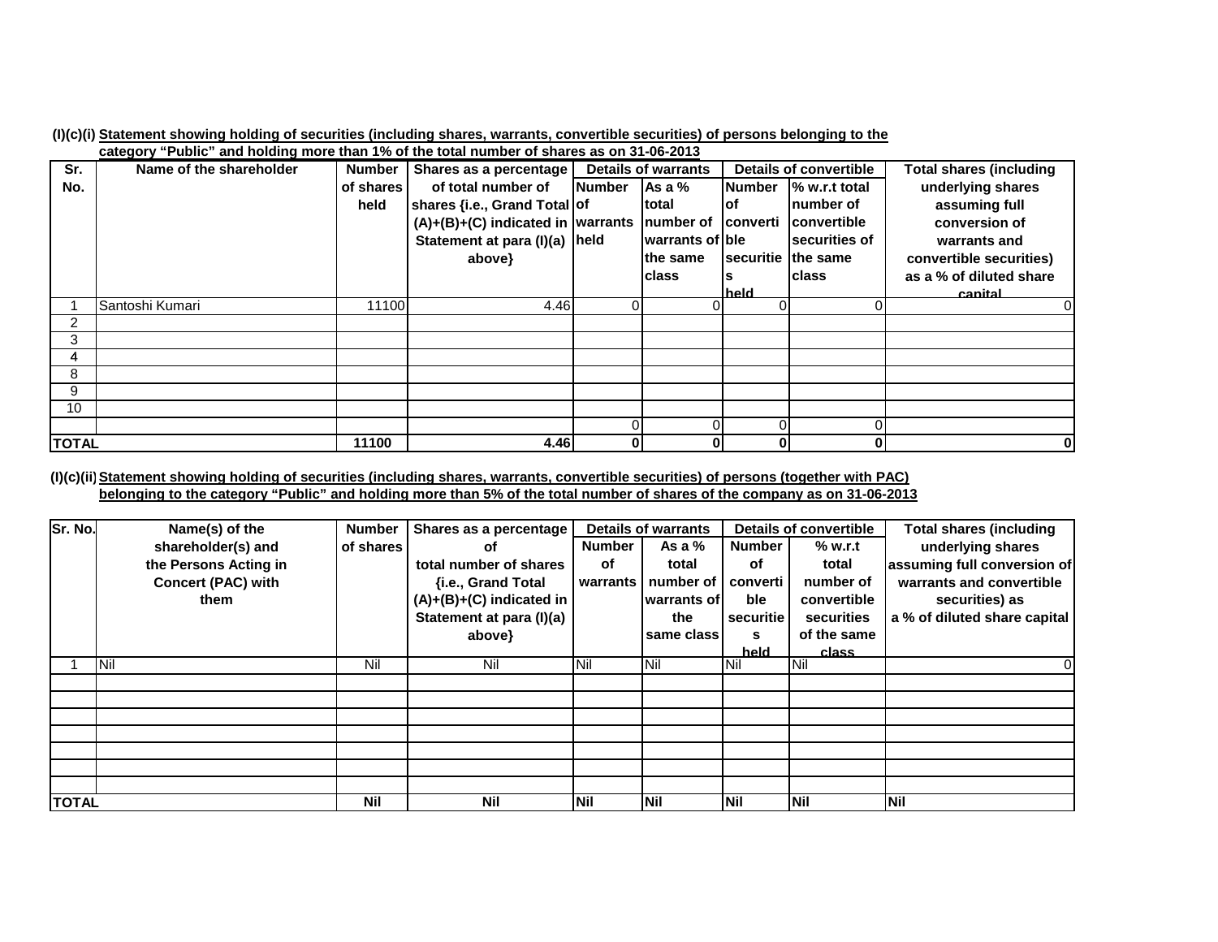**(I)(c)(i) Statement showing holding of securities (including shares, warrants, convertible securities) of persons belonging to the category "Public" and holding more than 1% of the total number of shares as on 31-06-2013**

| Sr. No. | Name of the shareholder | Number of shares held | Shares as a percentage of total number of shares {i.e., Grand Total (A)+(B)+(C) indicated in Statement at para (I)(a) above} | Details of warrants | | Details of convertible | | Total shares (including underlying shares assuming full conversion of warrants and convertible securities) as a % of diluted share capital |
|---|---|---|---|---|---|---|---|---|
| | | | | Number of warrants held | As a % total number of warrants of the same class | Number of convertible securities held | % w.r.t total number of convertible securities of the same class | |
| 1 | Santoshi Kumari | 11100 | 4.46 | 0 | 0 | 0 | 0 | 0 |
| 2 | | | | | | | | |
| 3 | | | | | | | | |
| 4 | | | | | | | | |
| 8 | | | | | | | | |
| 9 | | | | | | | | |
| 10 | | | | | | | | |
| | | | | 0 | 0 | 0 | 0 | |
| **TOTAL** | | **11100** | **4.46** | **0** | **0** | **0** | **0** | **0** |

**(I)(c)(ii) Statement showing holding of securities (including shares, warrants, convertible securities) of persons (together with PAC) belonging to the category "Public" and holding more than 5% of the total number of shares of the company as on 31-06-2013**

| Sr. No. | Name(s) of the shareholder(s) and the Persons Acting in Concert (PAC) with them | Number of shares | Shares as a percentage of total number of shares {i.e., Grand Total (A)+(B)+(C) indicated in Statement at para (I)(a) above} | Details of warrants | | Details of convertible | | Total shares (including underlying shares assuming full conversion of warrants and convertible securities) as a % of diluted share capital |
|---|---|---|---|---|---|---|---|---|
| | | | | Number of warrants | As a % total number of warrants of the same class | Number of convertible securities held | % w.r.t total number of convertible securities of the same class | |
| 1 | Nil | Nil | Nil | Nil | Nil | Nil | Nil | 0 |
| | | | | | | | | |
| | | | | | | | | |
| | | | | | | | | |
| | | | | | | | | |
| | | | | | | | | |
| | | | | | | | | |
| | | | | | | | | |
| **TOTAL** | | **Nil** | **Nil** | **Nil** | **Nil** | **Nil** | **Nil** | **Nil** |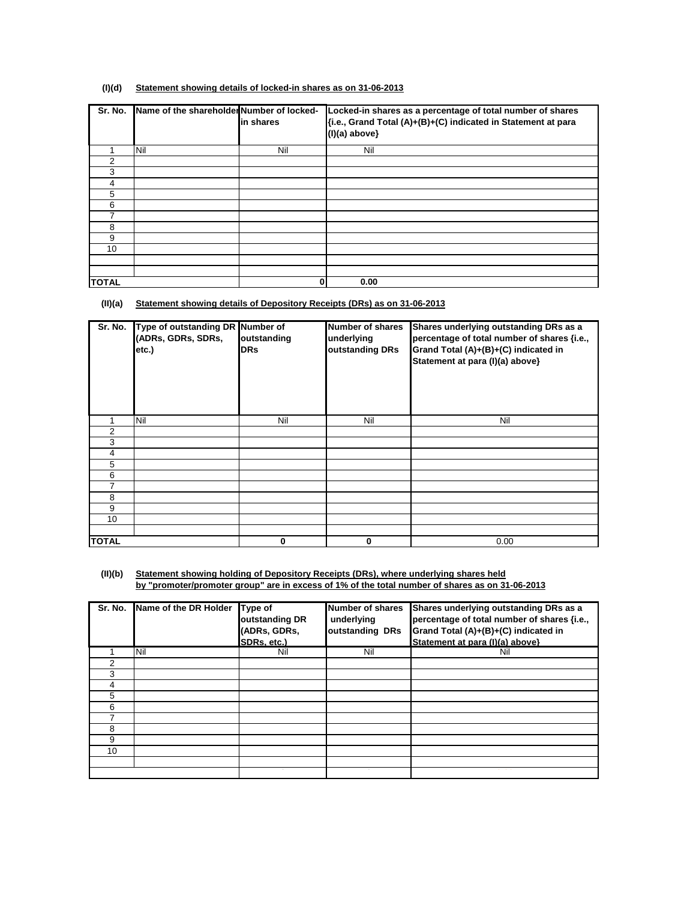**(I)(d)** **Statement showing details of locked-in shares as on 31-06-2013**

| Sr. No. | Name of the shareholder | Number of locked-in shares | Locked-in shares as a percentage of total number of shares {i.e., Grand Total (A)+(B)+(C) indicated in Statement at para (I)(a) above} |
|---|---|---|---|
| 1 | Nil | Nil | Nil |
| 2 | | | |
| 3 | | | |
| 4 | | | |
| 5 | | | |
| 6 | | | |
| 7 | | | |
| 8 | | | |
| 9 | | | |
| 10 | | | |
| | | | |
| | | | |
| TOTAL | | 0 | 0.00 |

**(II)(a)** **Statement showing details of Depository Receipts (DRs) as on 31-06-2013**

| Sr. No. | Type of outstanding DR (ADRs, GDRs, SDRs, etc.) | Number of outstanding DRs | Number of shares underlying outstanding DRs | Shares underlying outstanding DRs as a percentage of total number of shares {i.e., Grand Total (A)+(B)+(C) indicated in Statement at para (I)(a) above} |
|---|---|---|---|---|
| 1 | Nil | Nil | Nil | Nil |
| 2 | | | | |
| 3 | | | | |
| 4 | | | | |
| 5 | | | | |
| 6 | | | | |
| 7 | | | | |
| 8 | | | | |
| 9 | | | | |
| 10 | | | | |
| | | | | |
| TOTAL | | 0 | 0 | 0.00 |

**(II)(b)** **Statement showing holding of Depository Receipts (DRs), where underlying shares held by "promoter/promoter group" are in excess of 1% of the total number of shares as on 31-06-2013**

| Sr. No. | Name of the DR Holder | Type of outstanding DR (ADRs, GDRs, SDRs, etc.) | Number of shares underlying outstanding DRs | Shares underlying outstanding DRs as a percentage of total number of shares {i.e., Grand Total (A)+(B)+(C) indicated in Statement at para (I)(a) above} |
|---|---|---|---|---|
| 1 | Nil | Nil | Nil | Nil |
| 2 | | | | |
| 3 | | | | |
| 4 | | | | |
| 5 | | | | |
| 6 | | | | |
| 7 | | | | |
| 8 | | | | |
| 9 | | | | |
| 10 | | | | |
| | | | | |
| | | | | |